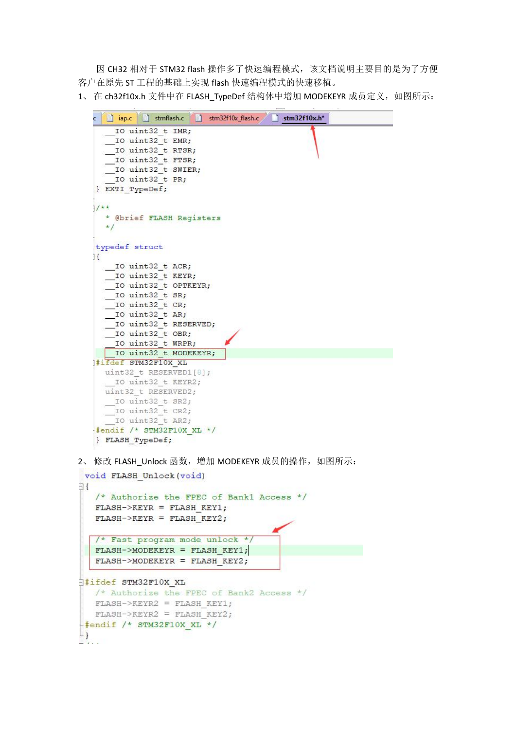因 CH32 相对于 STM32 flash 操作多了快速编程模式，该文档说明主要目的是为了方便客户在原先 ST 工程的基础上实现 flash 快速编程模式的快速移植。

1、 在 ch32f10x.h 文件中在 FLASH_TypeDef 结构体中增加 MODEKEYR 成员定义，如图所示：

```c
  __IO uint32_t IMR;
  __IO uint32_t EMR;
  __IO uint32_t RTSR;
  __IO uint32_t FTSR;
  __IO uint32_t SWIER;
  __IO uint32_t PR;
} EXTI_TypeDef;

/**
  * @brief FLASH Registers
  */

typedef struct
{
  __IO uint32_t ACR;
  __IO uint32_t KEYR;
  __IO uint32_t OPTKEYR;
  __IO uint32_t SR;
  __IO uint32_t CR;
  __IO uint32_t AR;
  __IO uint32_t RESERVED;
  __IO uint32_t OBR;
  __IO uint32_t WRPR;
  __IO uint32_t MODEKEYR;
#ifdef STM32F10X_XL
  uint32_t RESERVED1[8];
  __IO uint32_t KEYR2;
  uint32_t RESERVED2;
  __IO uint32_t SR2;
  __IO uint32_t CR2;
  __IO uint32_t AR2;
#endif /* STM32F10X_XL */
} FLASH_TypeDef;
```

2、 修改 FLASH_Unlock 函数，增加 MODEKEYR 成员的操作，如图所示：

```c
void FLASH_Unlock(void)
{
  /* Authorize the FPEC of Bank1 Access */
  FLASH->KEYR = FLASH_KEY1;
  FLASH->KEYR = FLASH_KEY2;

  /* Fast program mode unlock */
  FLASH->MODEKEYR = FLASH_KEY1;
  FLASH->MODEKEYR = FLASH_KEY2;

#ifdef STM32F10X_XL
  /* Authorize the FPEC of Bank2 Access */
  FLASH->KEYR2 = FLASH_KEY1;
  FLASH->KEYR2 = FLASH_KEY2;
#endif /* STM32F10X_XL */
}
```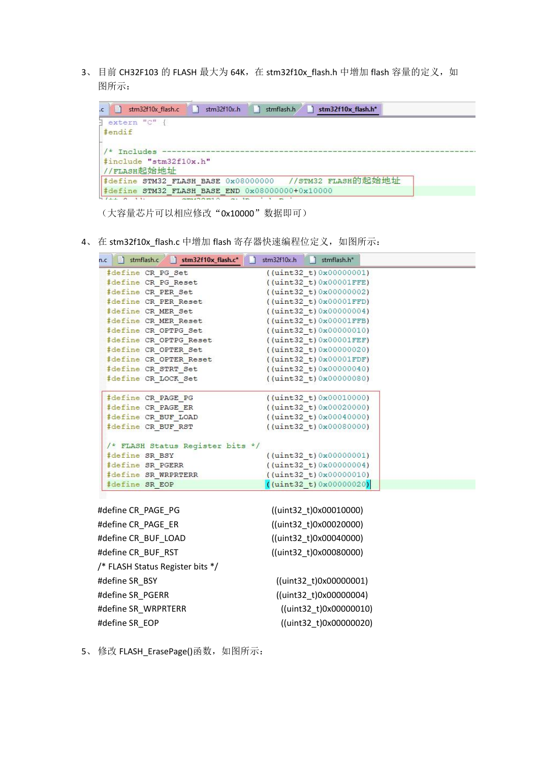3、 目前 CH32F103 的 FLASH 最大为 64K，在 stm32f10x_flash.h 中增加 flash 容量的定义，如图所示：

```
extern "C" {
#endif

/* Includes ------------------------------------------------------------------
#include "stm32f10x.h"
//FLASH起始地址
#define STM32_FLASH_BASE 0x08000000   //STM32 FLASH的起始地址
#define STM32_FLASH_BASE_END 0x08000000+0x10000
```

（大容量芯片可以相应修改“0x10000”数据即可）

4、 在 stm32f10x_flash.c 中增加 flash 寄存器快速编程位定义，如图所示：

```
#define CR_PG_Set                ((uint32_t)0x00000001)
#define CR_PG_Reset              ((uint32_t)0x00001FFE)
#define CR_PER_Set               ((uint32_t)0x00000002)
#define CR_PER_Reset             ((uint32_t)0x00001FFD)
#define CR_MER_Set               ((uint32_t)0x00000004)
#define CR_MER_Reset             ((uint32_t)0x00001FFB)
#define CR_OPTPG_Set             ((uint32_t)0x00000010)
#define CR_OPTPG_Reset           ((uint32_t)0x00001FEF)
#define CR_OPTER_Set             ((uint32_t)0x00000020)
#define CR_OPTER_Reset           ((uint32_t)0x00001FDF)
#define CR_STRT_Set              ((uint32_t)0x00000040)
#define CR_LOCK_Set              ((uint32_t)0x00000080)

#define CR_PAGE_PG               ((uint32_t)0x00010000)
#define CR_PAGE_ER               ((uint32_t)0x00020000)
#define CR_BUF_LOAD              ((uint32_t)0x00040000)
#define CR_BUF_RST               ((uint32_t)0x00080000)

/* FLASH Status Register bits */
#define SR_BSY                   ((uint32_t)0x00000001)
#define SR_PGERR                 ((uint32_t)0x00000004)
#define SR_WRPRTERR              ((uint32_t)0x00000010)
#define SR_EOP                   ((uint32_t)0x00000020)
```

```
#define CR_PAGE_PG               ((uint32_t)0x00010000)
#define CR_PAGE_ER               ((uint32_t)0x00020000)
#define CR_BUF_LOAD              ((uint32_t)0x00040000)
#define CR_BUF_RST               ((uint32_t)0x00080000)
/* FLASH Status Register bits */
#define SR_BSY                   ((uint32_t)0x00000001)
#define SR_PGERR                 ((uint32_t)0x00000004)
#define SR_WRPRTERR              ((uint32_t)0x00000010)
#define SR_EOP                   ((uint32_t)0x00000020)
```

5、 修改 FLASH_ErasePage()函数，如图所示：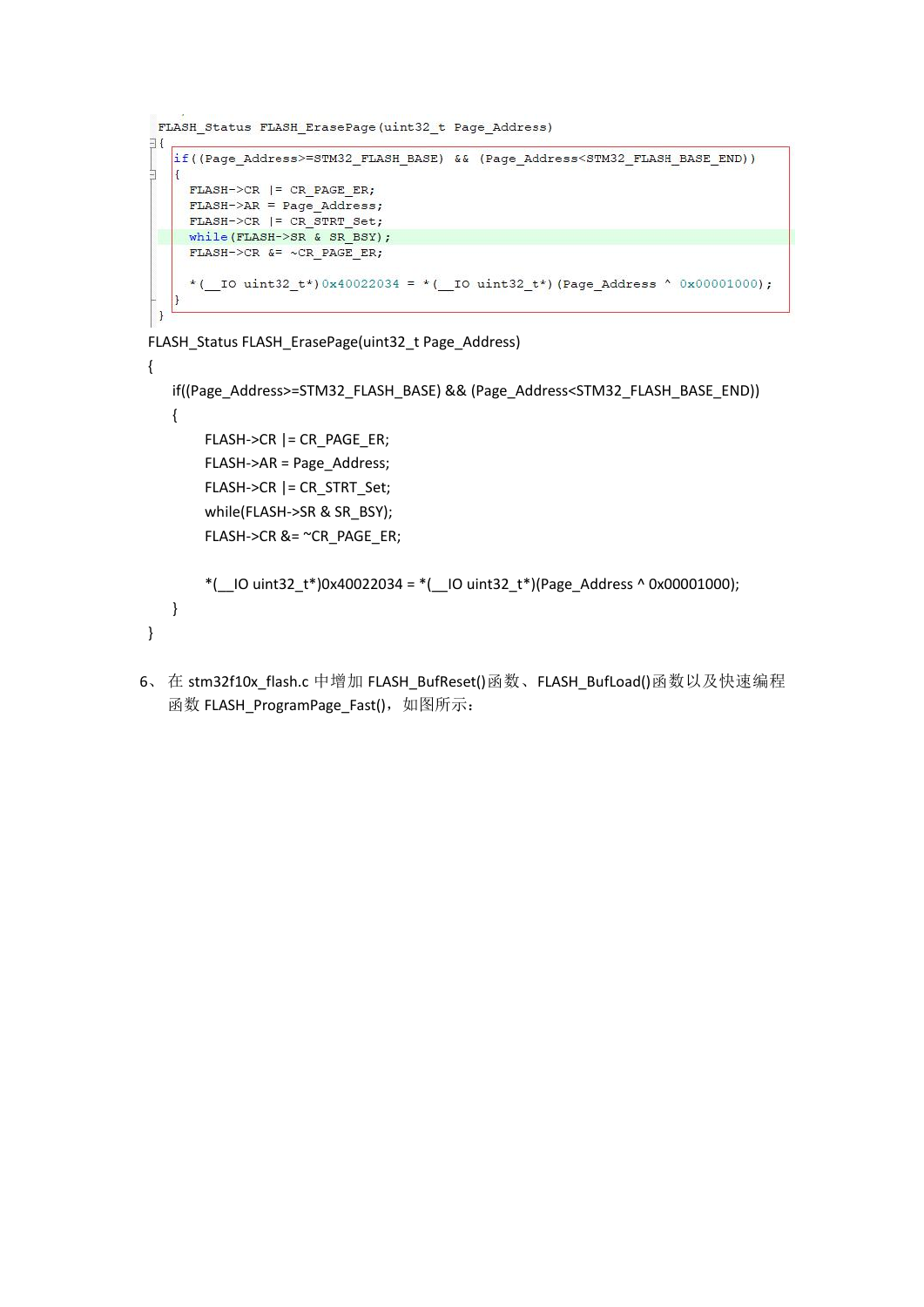```c
FLASH_Status FLASH_ErasePage(uint32_t Page_Address)
{
  if((Page_Address>=STM32_FLASH_BASE) && (Page_Address<STM32_FLASH_BASE_END))
  {
    FLASH->CR |= CR_PAGE_ER;
    FLASH->AR = Page_Address;
    FLASH->CR |= CR_STRT_Set;
    while(FLASH->SR & SR_BSY);
    FLASH->CR &= ~CR_PAGE_ER;

    *(__IO uint32_t*)0x40022034 = *(__IO uint32_t*)(Page_Address ^ 0x00001000);
  }
}
```

```c
FLASH_Status FLASH_ErasePage(uint32_t Page_Address)
{
    if((Page_Address>=STM32_FLASH_BASE) && (Page_Address<STM32_FLASH_BASE_END))
    {
        FLASH->CR |= CR_PAGE_ER;
        FLASH->AR = Page_Address;
        FLASH->CR |= CR_STRT_Set;
        while(FLASH->SR & SR_BSY);
        FLASH->CR &= ~CR_PAGE_ER;

        *(__IO uint32_t*)0x40022034 = *(__IO uint32_t*)(Page_Address ^ 0x00001000);
    }
}
```

6、 在 stm32f10x_flash.c 中增加 FLASH_BufReset()函数、FLASH_BufLoad()函数以及快速编程函数 FLASH_ProgramPage_Fast()，如图所示：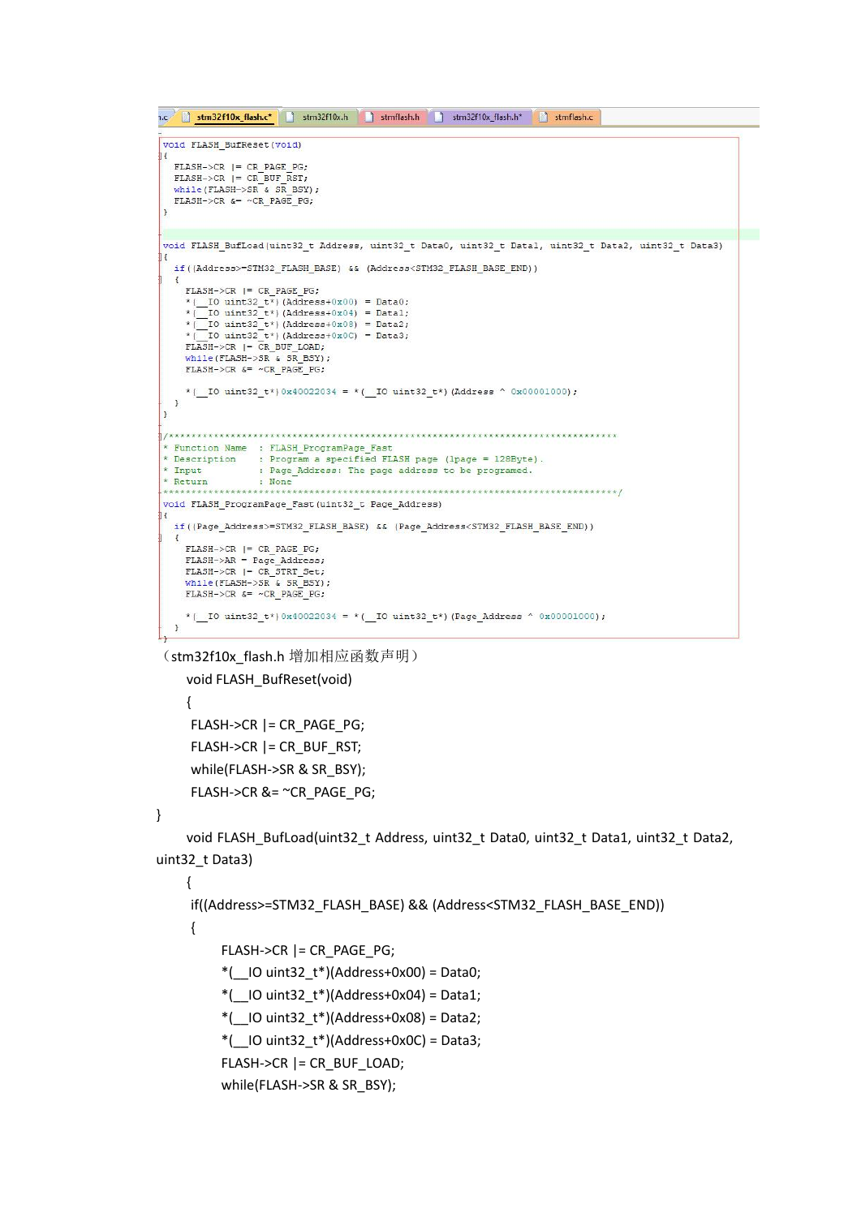```
void FLASH_BufReset(void)
{
  FLASH->CR |= CR_PAGE_PG;
  FLASH->CR |= CR_BUF_RST;
  while(FLASH->SR & SR_BSY);
  FLASH->CR &= ~CR_PAGE_PG;
}

void FLASH_BufLoad(uint32_t Address, uint32_t Data0, uint32_t Data1, uint32_t Data2, uint32_t Data3)
{
  if((Address>=STM32_FLASH_BASE) && (Address<STM32_FLASH_BASE_END))
  {
    FLASH->CR |= CR_PAGE_PG;
    *(__IO uint32_t*)(Address+0x00) = Data0;
    *(__IO uint32_t*)(Address+0x04) = Data1;
    *(__IO uint32_t*)(Address+0x08) = Data2;
    *(__IO uint32_t*)(Address+0x0C) = Data3;
    FLASH->CR |= CR_BUF_LOAD;
    while(FLASH->SR & SR_BSY);
    FLASH->CR &= ~CR_PAGE_PG;

    *(__IO uint32_t*)0x40022034 = *(__IO uint32_t*)(Address ^ 0x00001000);
  }
}

/*********************************************************************************
* Function Name  : FLASH_ProgramPage_Fast
* Description    : Program a specified FLASH page (1page = 128Byte).
* Input          : Page_Address: The page address to be programed.
* Return         : None
*********************************************************************************/
void FLASH_ProgramPage_Fast(uint32_t Page_Address)
{
  if((Page_Address>=STM32_FLASH_BASE) && (Page_Address<STM32_FLASH_BASE_END))
  {
    FLASH->CR |= CR_PAGE_PG;
    FLASH->AR = Page_Address;
    FLASH->CR |= CR_STRT_Set;
    while(FLASH->SR & SR_BSY);
    FLASH->CR &= ~CR_PAGE_PG;

    *(__IO uint32_t*)0x40022034 = *(__IO uint32_t*)(Page_Address ^ 0x00001000);
  }
}
```

（stm32f10x_flash.h 增加相应函数声明）

```
void FLASH_BufReset(void)
{
  FLASH->CR |= CR_PAGE_PG;
  FLASH->CR |= CR_BUF_RST;
  while(FLASH->SR & SR_BSY);
  FLASH->CR &= ~CR_PAGE_PG;
}
void FLASH_BufLoad(uint32_t Address, uint32_t Data0, uint32_t Data1, uint32_t Data2, uint32_t Data3)
{
  if((Address>=STM32_FLASH_BASE) && (Address<STM32_FLASH_BASE_END))
  {
    FLASH->CR |= CR_PAGE_PG;
    *(__IO uint32_t*)(Address+0x00) = Data0;
    *(__IO uint32_t*)(Address+0x04) = Data1;
    *(__IO uint32_t*)(Address+0x08) = Data2;
    *(__IO uint32_t*)(Address+0x0C) = Data3;
    FLASH->CR |= CR_BUF_LOAD;
    while(FLASH->SR & SR_BSY);
```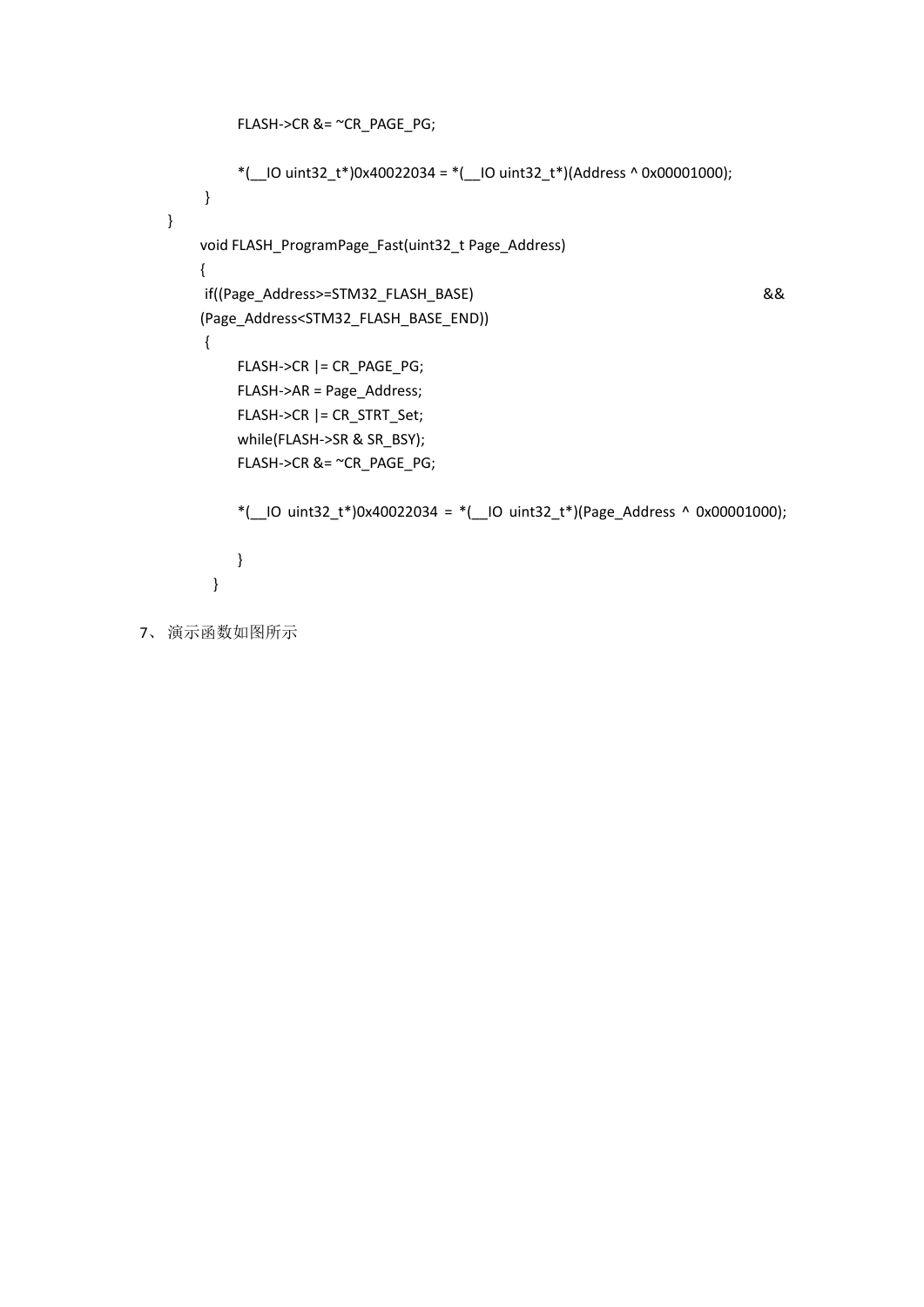```
            FLASH->CR &= ~CR_PAGE_PG;

            *(__IO uint32_t*)0x40022034 = *(__IO uint32_t*)(Address ^ 0x00001000);
        }
}
    void FLASH_ProgramPage_Fast(uint32_t Page_Address)
    {
     if((Page_Address>=STM32_FLASH_BASE) && (Page_Address<STM32_FLASH_BASE_END))
     {
            FLASH->CR |= CR_PAGE_PG;
            FLASH->AR = Page_Address;
            FLASH->CR |= CR_STRT_Set;
            while(FLASH->SR & SR_BSY);
            FLASH->CR &= ~CR_PAGE_PG;

            *(__IO uint32_t*)0x40022034 = *(__IO uint32_t*)(Page_Address ^ 0x00001000);

            }
      }
```

7、 演示函数如图所示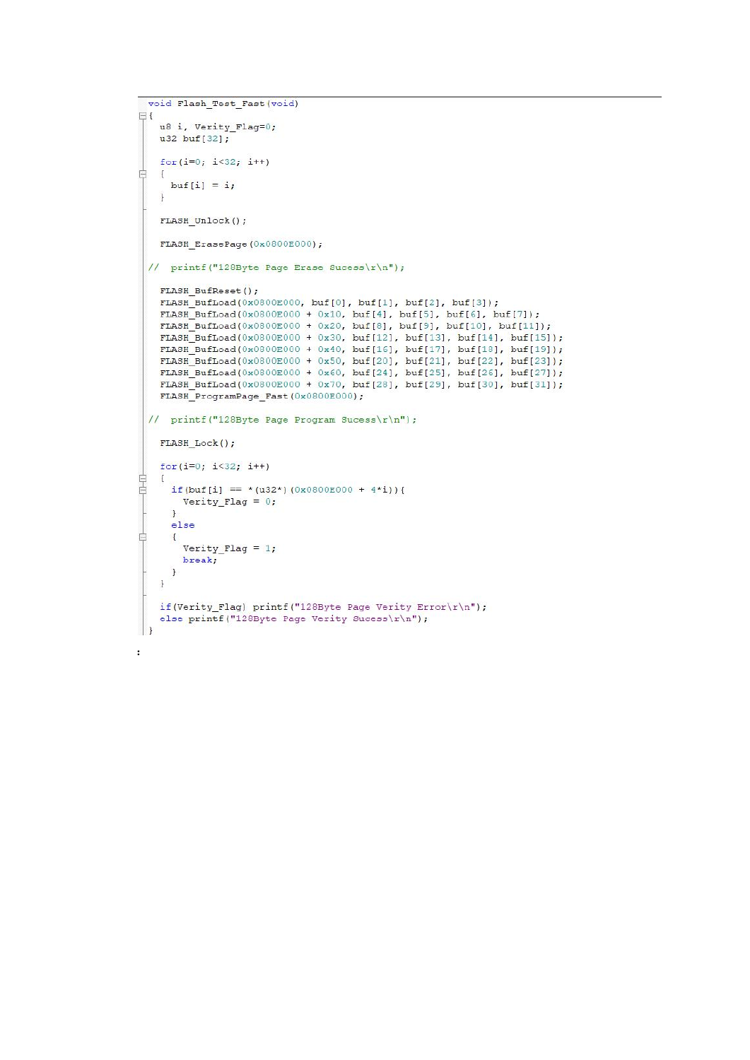```c
void Flash_Test_Fast(void)
{
  u8 i, Verity_Flag=0;
  u32 buf[32];

  for(i=0; i<32; i++)
  {
    buf[i] = i;
  }

  FLASH_Unlock();

  FLASH_ErasePage(0x0800E000);

//  printf("128Byte Page Erase Sucess\r\n");

  FLASH_BufReset();
  FLASH_BufLoad(0x0800E000, buf[0], buf[1], buf[2], buf[3]);
  FLASH_BufLoad(0x0800E000 + 0x10, buf[4], buf[5], buf[6], buf[7]);
  FLASH_BufLoad(0x0800E000 + 0x20, buf[8], buf[9], buf[10], buf[11]);
  FLASH_BufLoad(0x0800E000 + 0x30, buf[12], buf[13], buf[14], buf[15]);
  FLASH_BufLoad(0x0800E000 + 0x40, buf[16], buf[17], buf[18], buf[19]);
  FLASH_BufLoad(0x0800E000 + 0x50, buf[20], buf[21], buf[22], buf[23]);
  FLASH_BufLoad(0x0800E000 + 0x60, buf[24], buf[25], buf[26], buf[27]);
  FLASH_BufLoad(0x0800E000 + 0x70, buf[28], buf[29], buf[30], buf[31]);
  FLASH_ProgramPage_Fast(0x0800E000);

//  printf("128Byte Page Program Sucess\r\n");

  FLASH_Lock();

  for(i=0; i<32; i++)
  {
    if(buf[i] == *(u32*)(0x0800E000 + 4*i)){
      Verity_Flag = 0;
    }
    else
    {
      Verity_Flag = 1;
      break;
    }
  }

  if(Verity_Flag) printf("128Byte Page Verity Error\r\n");
  else printf("128Byte Page Verity Sucess\r\n");
}
```

: